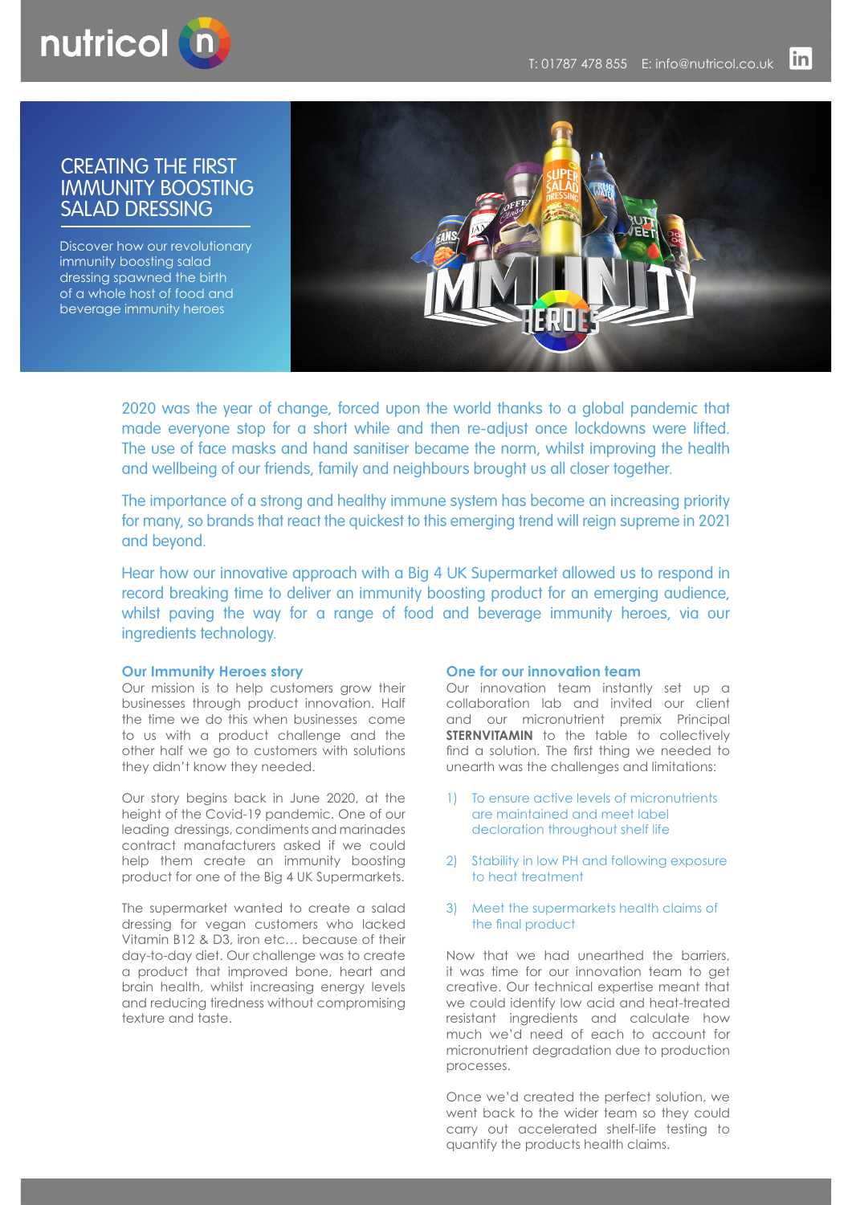nutricol

T: 01787 478 855 E: info@nutricol.co.uk

# CREATING THE FIRST IMMUNITY BOOSTING SALAD DRESSING

Discover how our revolutionary immunity boosting salad dressing spawned the birth of a whole host of food and beverage immunity heroes

2020 was the year of change, forced upon the world thanks to a global pandemic that made everyone stop for a short while and then re-adjust once lockdowns were lifted. The use of face masks and hand sanitiser became the norm, whilst improving the health and wellbeing of our friends, family and neighbours brought us all closer together.

The importance of a strong and healthy immune system has become an increasing priority for many, so brands that react the quickest to this emerging trend will reign supreme in 2021 and beyond.

Hear how our innovative approach with a Big 4 UK Supermarket allowed us to respond in record breaking time to deliver an immunity boosting product for an emerging audience, whilst paving the way for a range of food and beverage immunity heroes, via our ingredients technology.

## Our Immunity Heroes story

Our mission is to help customers grow their businesses through product innovation. Half the time we do this when businesses come to us with a product challenge and the other half we go to customers with solutions they didn't know they needed.

Our story begins back in June 2020, at the height of the Covid-19 pandemic. One of our leading dressings, condiments and marinades contract manufacturers asked if we could help them create an immunity boosting product for one of the Big 4 UK Supermarkets.

The supermarket wanted to create a salad dressing for vegan customers who lacked Vitamin B12 & D3, iron etc… because of their day-to-day diet. Our challenge was to create a product that improved bone, heart and brain health, whilst increasing energy levels and reducing tiredness without compromising texture and taste.

## One for our innovation team

Our innovation team instantly set up a collaboration lab and invited our client and our micronutrient premix Principal **STERNVITAMIN** to the table to collectively find a solution. The first thing we needed to unearth was the challenges and limitations:

1) To ensure active levels of micronutrients are maintained and meet label decloration throughout shelf life
2) Stability in low PH and following exposure to heat treatment
3) Meet the supermarkets health claims of the final product

Now that we had unearthed the barriers, it was time for our innovation team to get creative. Our technical expertise meant that we could identify low acid and heat-treated resistant ingredients and calculate how much we'd need of each to account for micronutrient degradation due to production processes.

Once we'd created the perfect solution, we went back to the wider team so they could carry out accelerated shelf-life testing to quantify the products health claims.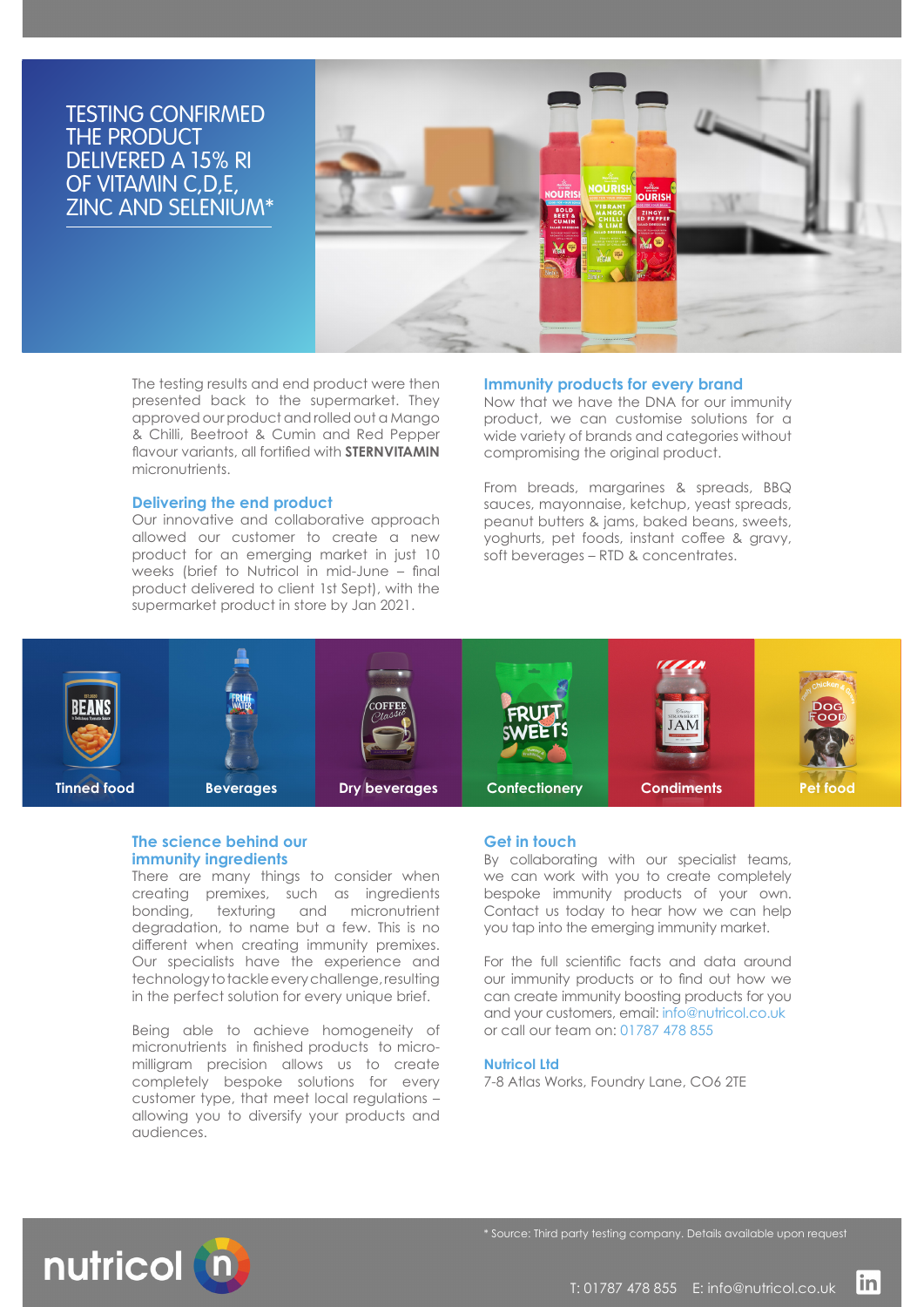# TESTING CONFIRMED THE PRODUCT DELIVERED A 15% RI OF VITAMIN C,D,E, ZINC AND SELENIUM*

The testing results and end product were then presented back to the supermarket. They approved our product and rolled out a Mango & Chilli, Beetroot & Cumin and Red Pepper flavour variants, all fortified with **STERNVITAMIN** micronutrients.

## Delivering the end product

Our innovative and collaborative approach allowed our customer to create a new product for an emerging market in just 10 weeks (brief to Nutricol in mid-June – final product delivered to client 1st Sept), with the supermarket product in store by Jan 2021.

## Immunity products for every brand

Now that we have the DNA for our immunity product, we can customise solutions for a wide variety of brands and categories without compromising the original product.

From breads, margarines & spreads, BBQ sauces, mayonnaise, ketchup, yeast spreads, peanut butters & jams, baked beans, sweets, yoghurts, pet foods, instant coffee & gravy, soft beverages – RTD & concentrates.

Tinned food

Beverages

Dry beverages

Confectionery

Condiments

Pet food

## The science behind our immunity ingredients

There are many things to consider when creating premixes, such as ingredients bonding, texturing and micronutrient degradation, to name but a few. This is no different when creating immunity premixes. Our specialists have the experience and technology to tackle every challenge, resulting in the perfect solution for every unique brief.

Being able to achieve homogeneity of micronutrients in finished products to micro-milligram precision allows us to create completely bespoke solutions for every customer type, that meet local regulations – allowing you to diversify your products and audiences.

## Get in touch

By collaborating with our specialist teams, we can work with you to create completely bespoke immunity products of your own. Contact us today to hear how we can help you tap into the emerging immunity market.

For the full scientific facts and data around our immunity products or to find out how we can create immunity boosting products for you and your customers, email: info@nutricol.co.uk or call our team on: 01787 478 855

**Nutricol Ltd**

7-8 Atlas Works, Foundry Lane, CO6 2TE

\* Source: Third party testing company. Details available upon request

nutricol

T: 01787 478 855 E: info@nutricol.co.uk